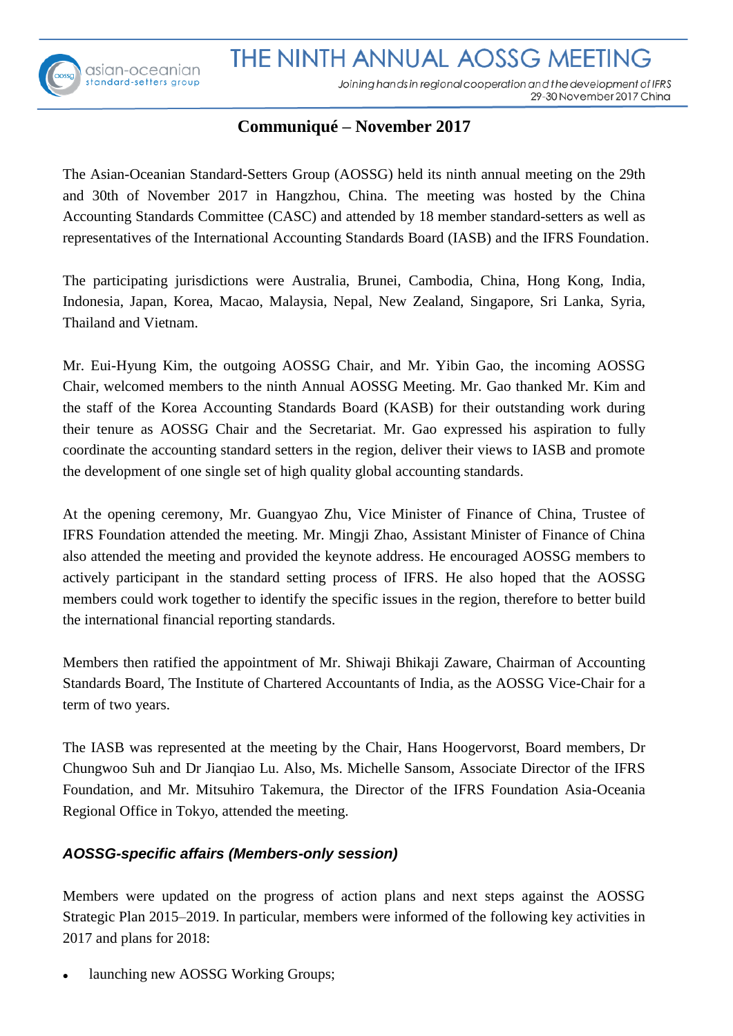# THE NINTH ANNUAL AOSSG MEETING

*Joining hands in regional cooperation and the development of IFRS*
29-30 November 2017 China

## Communiqué – November 2017

The Asian-Oceanian Standard-Setters Group (AOSSG) held its ninth annual meeting on the 29th and 30th of November 2017 in Hangzhou, China. The meeting was hosted by the China Accounting Standards Committee (CASC) and attended by 18 member standard-setters as well as representatives of the International Accounting Standards Board (IASB) and the IFRS Foundation.

The participating jurisdictions were Australia, Brunei, Cambodia, China, Hong Kong, India, Indonesia, Japan, Korea, Macao, Malaysia, Nepal, New Zealand, Singapore, Sri Lanka, Syria, Thailand and Vietnam.

Mr. Eui-Hyung Kim, the outgoing AOSSG Chair, and Mr. Yibin Gao, the incoming AOSSG Chair, welcomed members to the ninth Annual AOSSG Meeting. Mr. Gao thanked Mr. Kim and the staff of the Korea Accounting Standards Board (KASB) for their outstanding work during their tenure as AOSSG Chair and the Secretariat. Mr. Gao expressed his aspiration to fully coordinate the accounting standard setters in the region, deliver their views to IASB and promote the development of one single set of high quality global accounting standards.

At the opening ceremony, Mr. Guangyao Zhu, Vice Minister of Finance of China, Trustee of IFRS Foundation attended the meeting. Mr. Mingji Zhao, Assistant Minister of Finance of China also attended the meeting and provided the keynote address. He encouraged AOSSG members to actively participant in the standard setting process of IFRS. He also hoped that the AOSSG members could work together to identify the specific issues in the region, therefore to better build the international financial reporting standards.

Members then ratified the appointment of Mr. Shiwaji Bhikaji Zaware, Chairman of Accounting Standards Board, The Institute of Chartered Accountants of India, as the AOSSG Vice-Chair for a term of two years.

The IASB was represented at the meeting by the Chair, Hans Hoogervorst, Board members, Dr Chungwoo Suh and Dr Jianqiao Lu. Also, Ms. Michelle Sansom, Associate Director of the IFRS Foundation, and Mr. Mitsuhiro Takemura, the Director of the IFRS Foundation Asia-Oceania Regional Office in Tokyo, attended the meeting.

### *AOSSG-specific affairs (Members-only session)*

Members were updated on the progress of action plans and next steps against the AOSSG Strategic Plan 2015–2019. In particular, members were informed of the following key activities in 2017 and plans for 2018:

- launching new AOSSG Working Groups;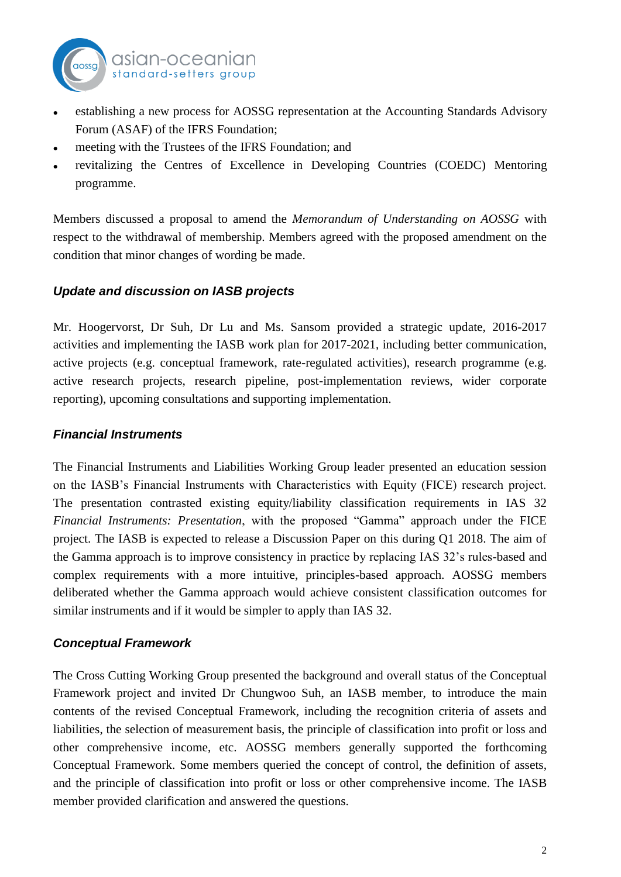- establishing a new process for AOSSG representation at the Accounting Standards Advisory Forum (ASAF) of the IFRS Foundation;
- meeting with the Trustees of the IFRS Foundation; and
- revitalizing the Centres of Excellence in Developing Countries (COEDC) Mentoring programme.

Members discussed a proposal to amend the *Memorandum of Understanding on AOSSG* with respect to the withdrawal of membership. Members agreed with the proposed amendment on the condition that minor changes of wording be made.

### *Update and discussion on IASB projects*

Mr. Hoogervorst, Dr Suh, Dr Lu and Ms. Sansom provided a strategic update, 2016-2017 activities and implementing the IASB work plan for 2017-2021, including better communication, active projects (e.g. conceptual framework, rate-regulated activities), research programme (e.g. active research projects, research pipeline, post-implementation reviews, wider corporate reporting), upcoming consultations and supporting implementation.

### *Financial Instruments*

The Financial Instruments and Liabilities Working Group leader presented an education session on the IASB's Financial Instruments with Characteristics with Equity (FICE) research project. The presentation contrasted existing equity/liability classification requirements in IAS 32 *Financial Instruments: Presentation*, with the proposed "Gamma" approach under the FICE project. The IASB is expected to release a Discussion Paper on this during Q1 2018. The aim of the Gamma approach is to improve consistency in practice by replacing IAS 32's rules-based and complex requirements with a more intuitive, principles-based approach. AOSSG members deliberated whether the Gamma approach would achieve consistent classification outcomes for similar instruments and if it would be simpler to apply than IAS 32.

### *Conceptual Framework*

The Cross Cutting Working Group presented the background and overall status of the Conceptual Framework project and invited Dr Chungwoo Suh, an IASB member, to introduce the main contents of the revised Conceptual Framework, including the recognition criteria of assets and liabilities, the selection of measurement basis, the principle of classification into profit or loss and other comprehensive income, etc. AOSSG members generally supported the forthcoming Conceptual Framework. Some members queried the concept of control, the definition of assets, and the principle of classification into profit or loss or other comprehensive income. The IASB member provided clarification and answered the questions.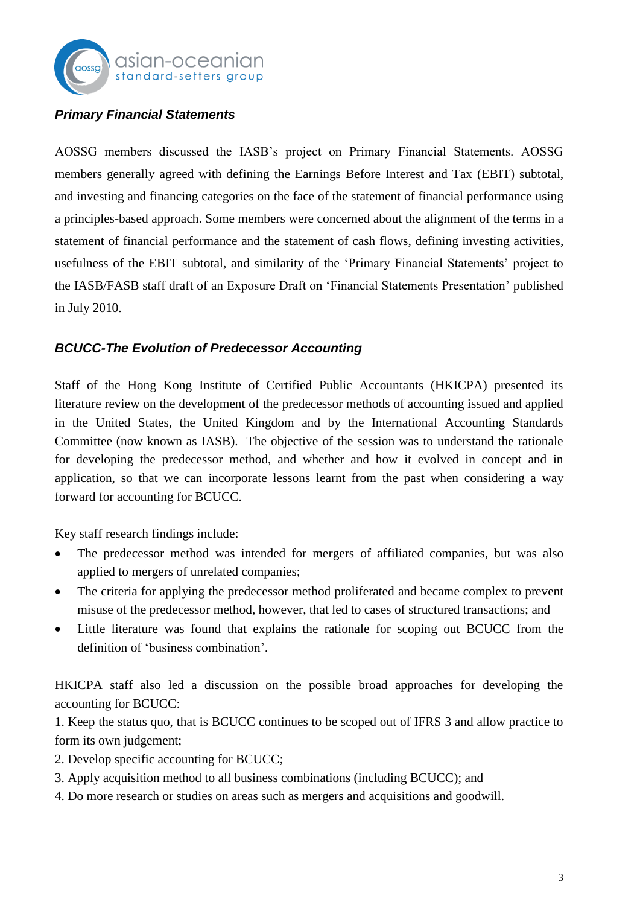### *Primary Financial Statements*

AOSSG members discussed the IASB's project on Primary Financial Statements. AOSSG members generally agreed with defining the Earnings Before Interest and Tax (EBIT) subtotal, and investing and financing categories on the face of the statement of financial performance using a principles-based approach. Some members were concerned about the alignment of the terms in a statement of financial performance and the statement of cash flows, defining investing activities, usefulness of the EBIT subtotal, and similarity of the 'Primary Financial Statements' project to the IASB/FASB staff draft of an Exposure Draft on 'Financial Statements Presentation' published in July 2010.

### *BCUCC-The Evolution of Predecessor Accounting*

Staff of the Hong Kong Institute of Certified Public Accountants (HKICPA) presented its literature review on the development of the predecessor methods of accounting issued and applied in the United States, the United Kingdom and by the International Accounting Standards Committee (now known as IASB). The objective of the session was to understand the rationale for developing the predecessor method, and whether and how it evolved in concept and in application, so that we can incorporate lessons learnt from the past when considering a way forward for accounting for BCUCC.

Key staff research findings include:

- The predecessor method was intended for mergers of affiliated companies, but was also applied to mergers of unrelated companies;
- The criteria for applying the predecessor method proliferated and became complex to prevent misuse of the predecessor method, however, that led to cases of structured transactions; and
- Little literature was found that explains the rationale for scoping out BCUCC from the definition of 'business combination'.

HKICPA staff also led a discussion on the possible broad approaches for developing the accounting for BCUCC:

1. Keep the status quo, that is BCUCC continues to be scoped out of IFRS 3 and allow practice to form its own judgement;
2. Develop specific accounting for BCUCC;
3. Apply acquisition method to all business combinations (including BCUCC); and
4. Do more research or studies on areas such as mergers and acquisitions and goodwill.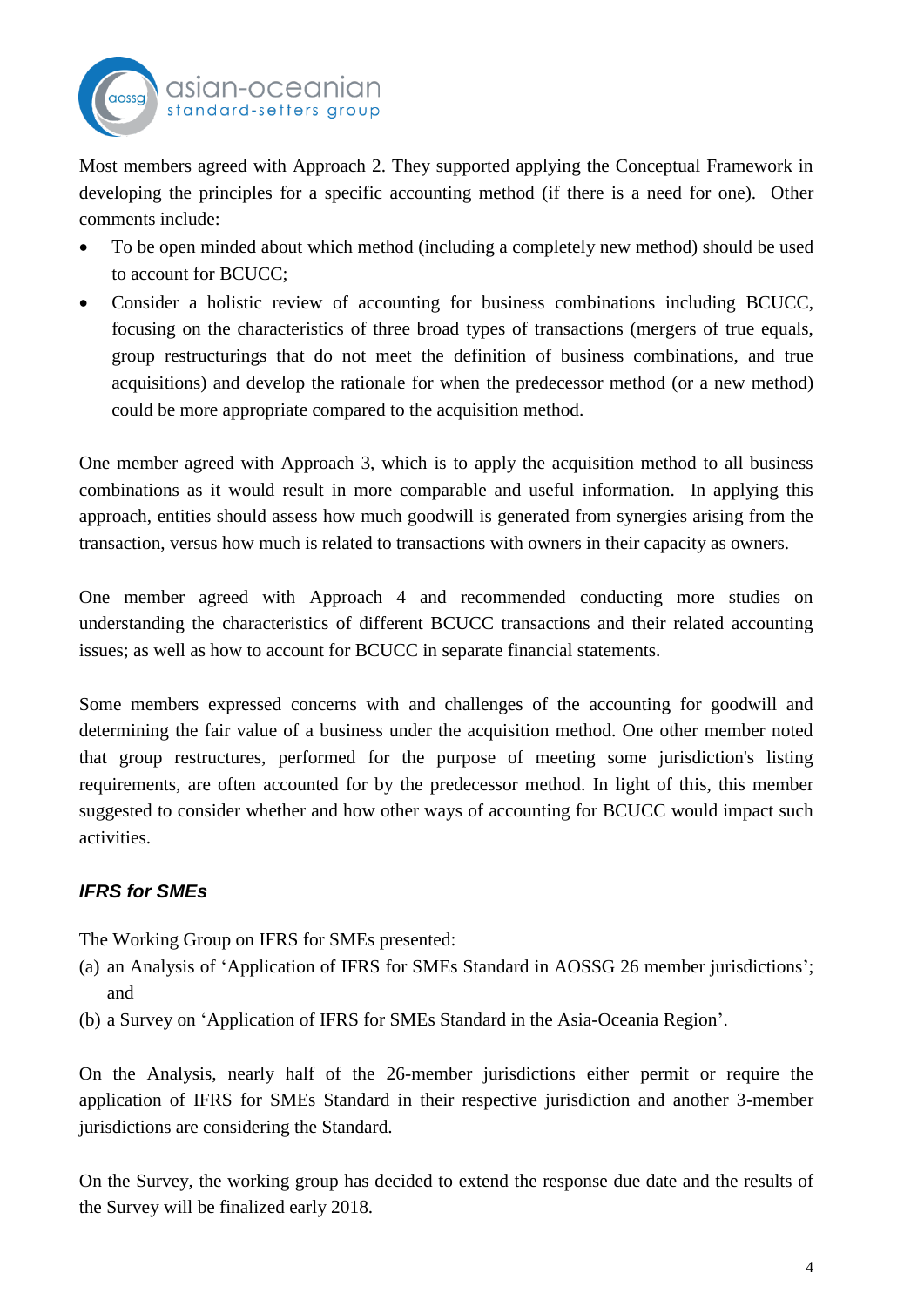Most members agreed with Approach 2. They supported applying the Conceptual Framework in developing the principles for a specific accounting method (if there is a need for one). Other comments include:

- To be open minded about which method (including a completely new method) should be used to account for BCUCC;
- Consider a holistic review of accounting for business combinations including BCUCC, focusing on the characteristics of three broad types of transactions (mergers of true equals, group restructurings that do not meet the definition of business combinations, and true acquisitions) and develop the rationale for when the predecessor method (or a new method) could be more appropriate compared to the acquisition method.

One member agreed with Approach 3, which is to apply the acquisition method to all business combinations as it would result in more comparable and useful information. In applying this approach, entities should assess how much goodwill is generated from synergies arising from the transaction, versus how much is related to transactions with owners in their capacity as owners.

One member agreed with Approach 4 and recommended conducting more studies on understanding the characteristics of different BCUCC transactions and their related accounting issues; as well as how to account for BCUCC in separate financial statements.

Some members expressed concerns with and challenges of the accounting for goodwill and determining the fair value of a business under the acquisition method. One other member noted that group restructures, performed for the purpose of meeting some jurisdiction's listing requirements, are often accounted for by the predecessor method. In light of this, this member suggested to consider whether and how other ways of accounting for BCUCC would impact such activities.

### *IFRS for SMEs*

The Working Group on IFRS for SMEs presented:

(a) an Analysis of 'Application of IFRS for SMEs Standard in AOSSG 26 member jurisdictions'; and

(b) a Survey on 'Application of IFRS for SMEs Standard in the Asia-Oceania Region'.

On the Analysis, nearly half of the 26-member jurisdictions either permit or require the application of IFRS for SMEs Standard in their respective jurisdiction and another 3-member jurisdictions are considering the Standard.

On the Survey, the working group has decided to extend the response due date and the results of the Survey will be finalized early 2018.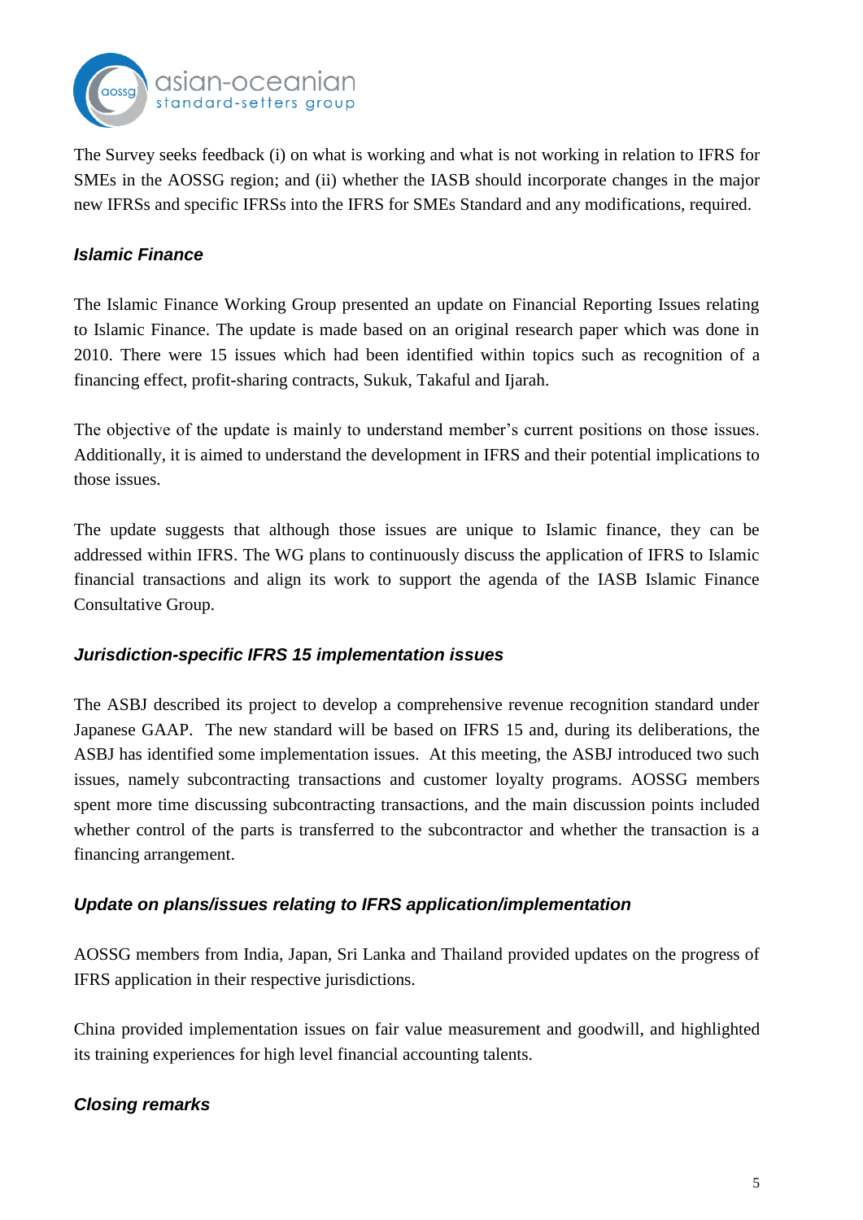The Survey seeks feedback (i) on what is working and what is not working in relation to IFRS for SMEs in the AOSSG region; and (ii) whether the IASB should incorporate changes in the major new IFRSs and specific IFRSs into the IFRS for SMEs Standard and any modifications, required.

### *Islamic Finance*

The Islamic Finance Working Group presented an update on Financial Reporting Issues relating to Islamic Finance. The update is made based on an original research paper which was done in 2010. There were 15 issues which had been identified within topics such as recognition of a financing effect, profit-sharing contracts, Sukuk, Takaful and Ijarah.

The objective of the update is mainly to understand member's current positions on those issues. Additionally, it is aimed to understand the development in IFRS and their potential implications to those issues.

The update suggests that although those issues are unique to Islamic finance, they can be addressed within IFRS. The WG plans to continuously discuss the application of IFRS to Islamic financial transactions and align its work to support the agenda of the IASB Islamic Finance Consultative Group.

### *Jurisdiction-specific IFRS 15 implementation issues*

The ASBJ described its project to develop a comprehensive revenue recognition standard under Japanese GAAP. The new standard will be based on IFRS 15 and, during its deliberations, the ASBJ has identified some implementation issues. At this meeting, the ASBJ introduced two such issues, namely subcontracting transactions and customer loyalty programs. AOSSG members spent more time discussing subcontracting transactions, and the main discussion points included whether control of the parts is transferred to the subcontractor and whether the transaction is a financing arrangement.

### *Update on plans/issues relating to IFRS application/implementation*

AOSSG members from India, Japan, Sri Lanka and Thailand provided updates on the progress of IFRS application in their respective jurisdictions.

China provided implementation issues on fair value measurement and goodwill, and highlighted its training experiences for high level financial accounting talents.

### *Closing remarks*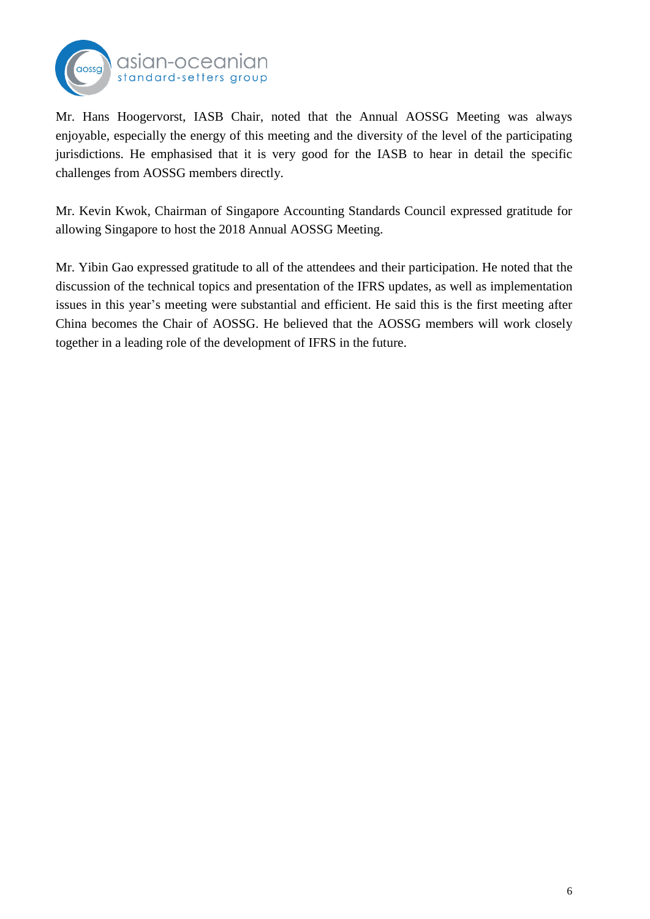Mr. Hans Hoogervorst, IASB Chair, noted that the Annual AOSSG Meeting was always enjoyable, especially the energy of this meeting and the diversity of the level of the participating jurisdictions. He emphasised that it is very good for the IASB to hear in detail the specific challenges from AOSSG members directly.

Mr. Kevin Kwok, Chairman of Singapore Accounting Standards Council expressed gratitude for allowing Singapore to host the 2018 Annual AOSSG Meeting.

Mr. Yibin Gao expressed gratitude to all of the attendees and their participation. He noted that the discussion of the technical topics and presentation of the IFRS updates, as well as implementation issues in this year's meeting were substantial and efficient. He said this is the first meeting after China becomes the Chair of AOSSG. He believed that the AOSSG members will work closely together in a leading role of the development of IFRS in the future.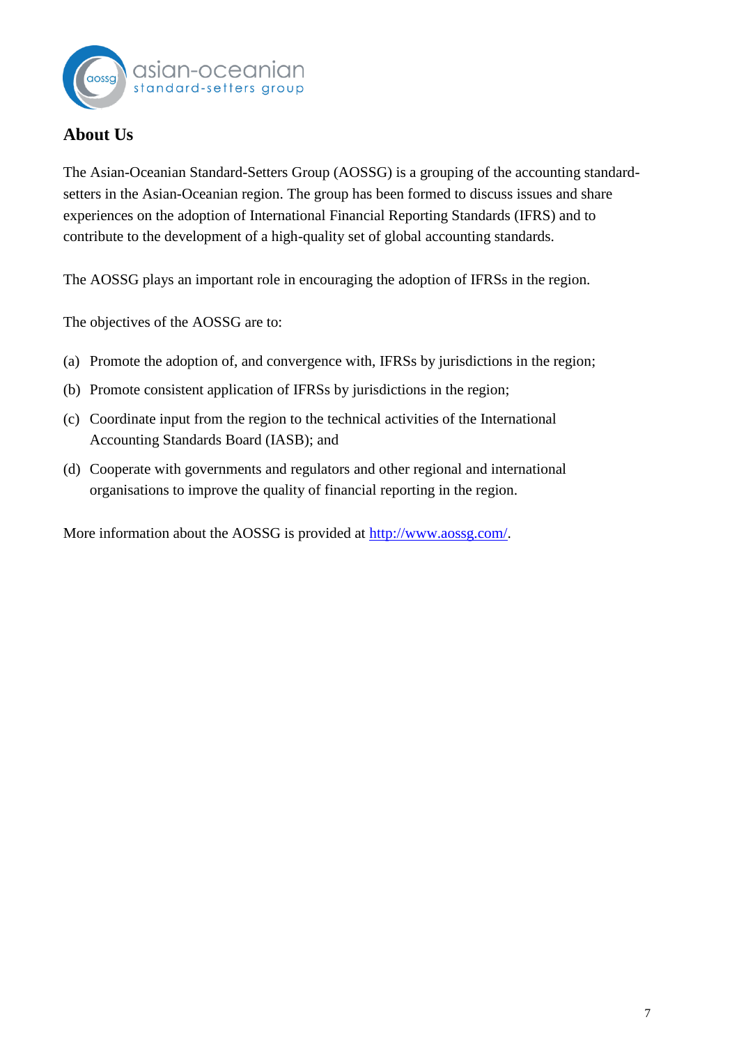## About Us

The Asian-Oceanian Standard-Setters Group (AOSSG) is a grouping of the accounting standard-setters in the Asian-Oceanian region. The group has been formed to discuss issues and share experiences on the adoption of International Financial Reporting Standards (IFRS) and to contribute to the development of a high-quality set of global accounting standards.

The AOSSG plays an important role in encouraging the adoption of IFRSs in the region.

The objectives of the AOSSG are to:

(a) Promote the adoption of, and convergence with, IFRSs by jurisdictions in the region;

(b) Promote consistent application of IFRSs by jurisdictions in the region;

(c) Coordinate input from the region to the technical activities of the International Accounting Standards Board (IASB); and

(d) Cooperate with governments and regulators and other regional and international organisations to improve the quality of financial reporting in the region.

More information about the AOSSG is provided at http://www.aossg.com/.